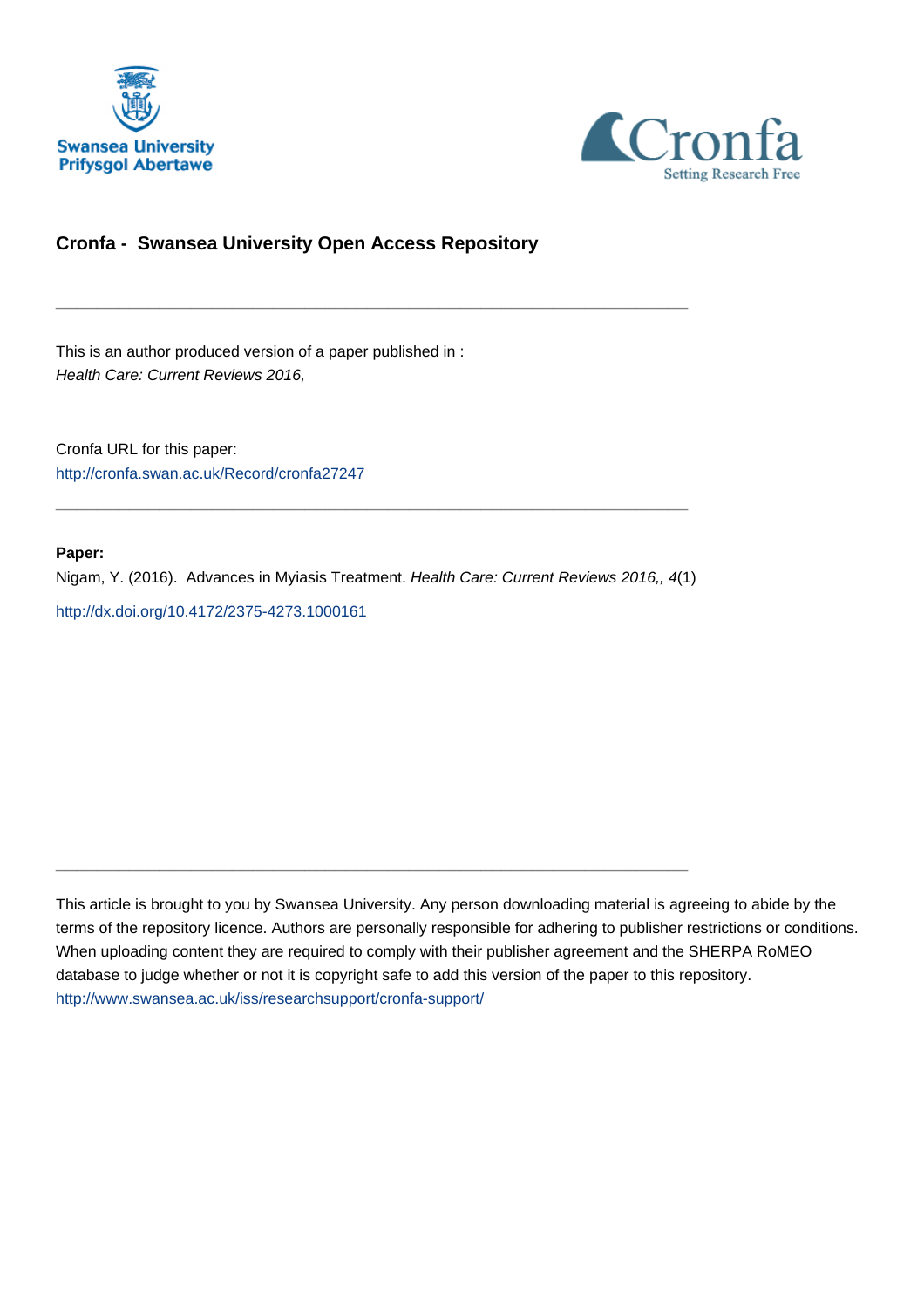Swansea University
Prifysgol Abertawe

Cronfa
Setting Research Free

## Cronfa - Swansea University Open Access Repository

---

This is an author produced version of a paper published in :
*Health Care: Current Reviews 2016,*

Cronfa URL for this paper:
http://cronfa.swan.ac.uk/Record/cronfa27247

---

**Paper:**

Nigam, Y. (2016). Advances in Myiasis Treatment. *Health Care: Current Reviews 2016,, 4*(1)

http://dx.doi.org/10.4172/2375-4273.1000161

---

This article is brought to you by Swansea University. Any person downloading material is agreeing to abide by the terms of the repository licence. Authors are personally responsible for adhering to publisher restrictions or conditions. When uploading content they are required to comply with their publisher agreement and the SHERPA RoMEO database to judge whether or not it is copyright safe to add this version of the paper to this repository.
http://www.swansea.ac.uk/iss/researchsupport/cronfa-support/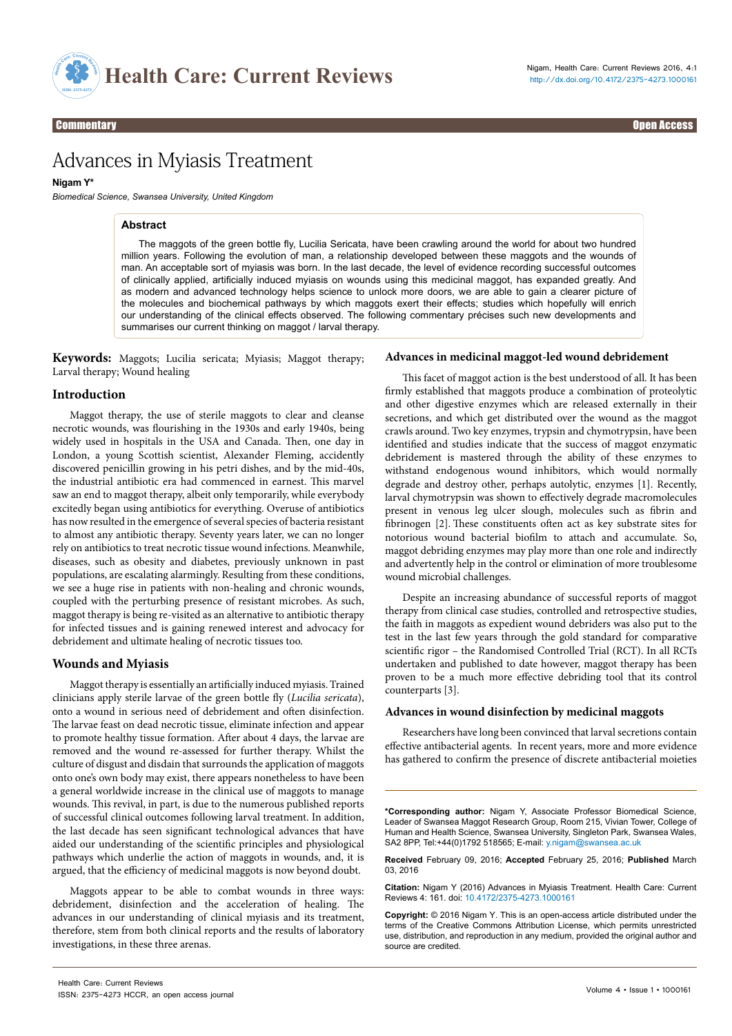# Advances in Myiasis Treatment

**Nigam Y***

*Biomedical Science, Swansea University, United Kingdom*

## Abstract

The maggots of the green bottle fly, Lucilia Sericata, have been crawling around the world for about two hundred million years. Following the evolution of man, a relationship developed between these maggots and the wounds of man. An acceptable sort of myiasis was born. In the last decade, the level of evidence recording successful outcomes of clinically applied, artificially induced myiasis on wounds using this medicinal maggot, has expanded greatly. And as modern and advanced technology helps science to unlock more doors, we are able to gain a clearer picture of the molecules and biochemical pathways by which maggots exert their effects; studies which hopefully will enrich our understanding of the clinical effects observed. The following commentary précises such new developments and summarises our current thinking on maggot / larval therapy.

**Keywords:** Maggots; Lucilia sericata; Myiasis; Maggot therapy; Larval therapy; Wound healing

## Introduction

Maggot therapy, the use of sterile maggots to clear and cleanse necrotic wounds, was flourishing in the 1930s and early 1940s, being widely used in hospitals in the USA and Canada. Then, one day in London, a young Scottish scientist, Alexander Fleming, accidently discovered penicillin growing in his petri dishes, and by the mid-40s, the industrial antibiotic era had commenced in earnest. This marvel saw an end to maggot therapy, albeit only temporarily, while everybody excitedly began using antibiotics for everything. Overuse of antibiotics has now resulted in the emergence of several species of bacteria resistant to almost any antibiotic therapy. Seventy years later, we can no longer rely on antibiotics to treat necrotic tissue wound infections. Meanwhile, diseases, such as obesity and diabetes, previously unknown in past populations, are escalating alarmingly. Resulting from these conditions, we see a huge rise in patients with non-healing and chronic wounds, coupled with the perturbing presence of resistant microbes. As such, maggot therapy is being re-visited as an alternative to antibiotic therapy for infected tissues and is gaining renewed interest and advocacy for debridement and ultimate healing of necrotic tissues too.

## Wounds and Myiasis

Maggot therapy is essentially an artificially induced myiasis. Trained clinicians apply sterile larvae of the green bottle fly (*Lucilia sericata*), onto a wound in serious need of debridement and often disinfection. The larvae feast on dead necrotic tissue, eliminate infection and appear to promote healthy tissue formation. After about 4 days, the larvae are removed and the wound re-assessed for further therapy. Whilst the culture of disgust and disdain that surrounds the application of maggots onto one's own body may exist, there appears nonetheless to have been a general worldwide increase in the clinical use of maggots to manage wounds. This revival, in part, is due to the numerous published reports of successful clinical outcomes following larval treatment. In addition, the last decade has seen significant technological advances that have aided our understanding of the scientific principles and physiological pathways which underlie the action of maggots in wounds, and, it is argued, that the efficiency of medicinal maggots is now beyond doubt.

Maggots appear to be able to combat wounds in three ways: debridement, disinfection and the acceleration of healing. The advances in our understanding of clinical myiasis and its treatment, therefore, stem from both clinical reports and the results of laboratory investigations, in these three arenas.

## Advances in medicinal maggot-led wound debridement

This facet of maggot action is the best understood of all. It has been firmly established that maggots produce a combination of proteolytic and other digestive enzymes which are released externally in their secretions, and which get distributed over the wound as the maggot crawls around. Two key enzymes, trypsin and chymotrypsin, have been identified and studies indicate that the success of maggot enzymatic debridement is mastered through the ability of these enzymes to withstand endogenous wound inhibitors, which would normally degrade and destroy other, perhaps autolytic, enzymes [1]. Recently, larval chymotrypsin was shown to effectively degrade macromolecules present in venous leg ulcer slough, molecules such as fibrin and fibrinogen [2]. These constituents often act as key substrate sites for notorious wound bacterial biofilm to attach and accumulate. So, maggot debriding enzymes may play more than one role and indirectly and advertently help in the control or elimination of more troublesome wound microbial challenges.

Despite an increasing abundance of successful reports of maggot therapy from clinical case studies, controlled and retrospective studies, the faith in maggots as expedient wound debriders was also put to the test in the last few years through the gold standard for comparative scientific rigor – the Randomised Controlled Trial (RCT). In all RCTs undertaken and published to date however, maggot therapy has been proven to be a much more effective debriding tool that its control counterparts [3].

## Advances in wound disinfection by medicinal maggots

Researchers have long been convinced that larval secretions contain effective antibacterial agents. In recent years, more and more evidence has gathered to confirm the presence of discrete antibacterial moieties

---

***Corresponding author:** Nigam Y, Associate Professor Biomedical Science, Leader of Swansea Maggot Research Group, Room 215, Vivian Tower, College of Human and Health Science, Swansea University, Singleton Park, Swansea Wales, SA2 8PP, Tel:+44(0)1792 518565; E-mail: y.nigam@swansea.ac.uk

**Received** February 09, 2016; **Accepted** February 25, 2016; **Published** March 03, 2016

**Citation:** Nigam Y (2016) Advances in Myiasis Treatment. Health Care: Current Reviews 4: 161. doi: 10.4172/2375-4273.1000161

**Copyright:** © 2016 Nigam Y. This is an open-access article distributed under the terms of the Creative Commons Attribution License, which permits unrestricted use, distribution, and reproduction in any medium, provided the original author and source are credited.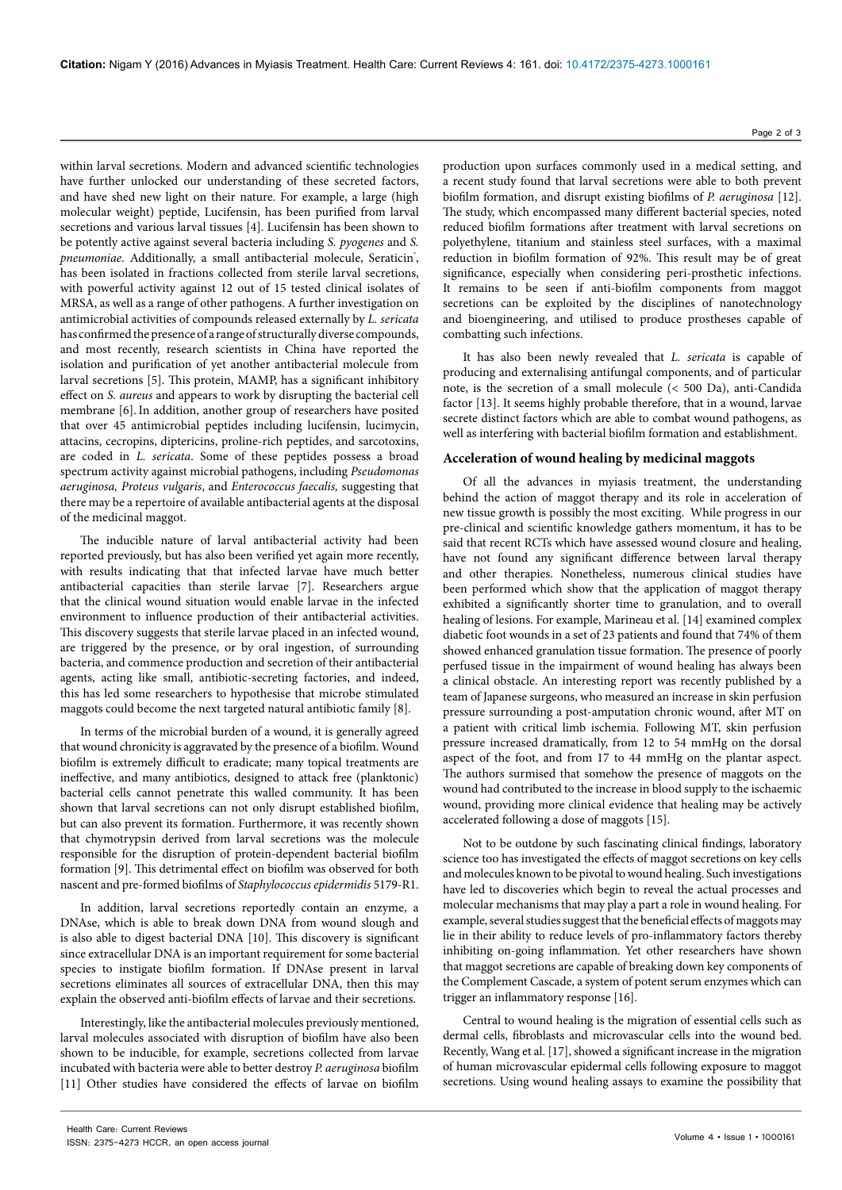within larval secretions. Modern and advanced scientific technologies have further unlocked our understanding of these secreted factors, and have shed new light on their nature. For example, a large (high molecular weight) peptide, Lucifensin, has been purified from larval secretions and various larval tissues [4]. Lucifensin has been shown to be potently active against several bacteria including *S. pyogenes* and *S. pneumoniae*. Additionally, a small antibacterial molecule, Seraticin®, has been isolated in fractions collected from sterile larval secretions, with powerful activity against 12 out of 15 tested clinical isolates of MRSA, as well as a range of other pathogens. A further investigation on antimicrobial activities of compounds released externally by *L. sericata* has confirmed the presence of a range of structurally diverse compounds, and most recently, research scientists in China have reported the isolation and purification of yet another antibacterial molecule from larval secretions [5]. This protein, MAMP, has a significant inhibitory effect on *S. aureus* and appears to work by disrupting the bacterial cell membrane [6]. In addition, another group of researchers have posited that over 45 antimicrobial peptides including lucifensin, lucimycin, attacins, cecropins, diptericins, proline-rich peptides, and sarcotoxins, are coded in *L. sericata*. Some of these peptides possess a broad spectrum activity against microbial pathogens, including *Pseudomonas aeruginosa, Proteus vulgaris*, and *Enterococcus faecalis,* suggesting that there may be a repertoire of available antibacterial agents at the disposal of the medicinal maggot.

The inducible nature of larval antibacterial activity had been reported previously, but has also been verified yet again more recently, with results indicating that that infected larvae have much better antibacterial capacities than sterile larvae [7]. Researchers argue that the clinical wound situation would enable larvae in the infected environment to influence production of their antibacterial activities. This discovery suggests that sterile larvae placed in an infected wound, are triggered by the presence, or by oral ingestion, of surrounding bacteria, and commence production and secretion of their antibacterial agents, acting like small, antibiotic-secreting factories, and indeed, this has led some researchers to hypothesise that microbe stimulated maggots could become the next targeted natural antibiotic family [8].

In terms of the microbial burden of a wound, it is generally agreed that wound chronicity is aggravated by the presence of a biofilm. Wound biofilm is extremely difficult to eradicate; many topical treatments are ineffective, and many antibiotics, designed to attack free (planktonic) bacterial cells cannot penetrate this walled community. It has been shown that larval secretions can not only disrupt established biofilm, but can also prevent its formation. Furthermore, it was recently shown that chymotrypsin derived from larval secretions was the molecule responsible for the disruption of protein-dependent bacterial biofilm formation [9]. This detrimental effect on biofilm was observed for both nascent and pre-formed biofilms of *Staphylococcus epidermidis* 5179-R1.

In addition, larval secretions reportedly contain an enzyme, a DNAse, which is able to break down DNA from wound slough and is also able to digest bacterial DNA [10]. This discovery is significant since extracellular DNA is an important requirement for some bacterial species to instigate biofilm formation. If DNAse present in larval secretions eliminates all sources of extracellular DNA, then this may explain the observed anti-biofilm effects of larvae and their secretions.

Interestingly, like the antibacterial molecules previously mentioned, larval molecules associated with disruption of biofilm have also been shown to be inducible, for example, secretions collected from larvae incubated with bacteria were able to better destroy *P. aeruginosa* biofilm [11] Other studies have considered the effects of larvae on biofilm production upon surfaces commonly used in a medical setting, and a recent study found that larval secretions were able to both prevent biofilm formation, and disrupt existing biofilms of *P. aeruginosa* [12]. The study, which encompassed many different bacterial species, noted reduced biofilm formations after treatment with larval secretions on polyethylene, titanium and stainless steel surfaces, with a maximal reduction in biofilm formation of 92%. This result may be of great significance, especially when considering peri-prosthetic infections. It remains to be seen if anti-biofilm components from maggot secretions can be exploited by the disciplines of nanotechnology and bioengineering, and utilised to produce prostheses capable of combatting such infections.

It has also been newly revealed that *L. sericata* is capable of producing and externalising antifungal components, and of particular note, is the secretion of a small molecule (< 500 Da), anti-Candida factor [13]. It seems highly probable therefore, that in a wound, larvae secrete distinct factors which are able to combat wound pathogens, as well as interfering with bacterial biofilm formation and establishment.

### Acceleration of wound healing by medicinal maggots

Of all the advances in myiasis treatment, the understanding behind the action of maggot therapy and its role in acceleration of new tissue growth is possibly the most exciting. While progress in our pre-clinical and scientific knowledge gathers momentum, it has to be said that recent RCTs which have assessed wound closure and healing, have not found any significant difference between larval therapy and other therapies. Nonetheless, numerous clinical studies have been performed which show that the application of maggot therapy exhibited a significantly shorter time to granulation, and to overall healing of lesions. For example, Marineau et al. [14] examined complex diabetic foot wounds in a set of 23 patients and found that 74% of them showed enhanced granulation tissue formation. The presence of poorly perfused tissue in the impairment of wound healing has always been a clinical obstacle. An interesting report was recently published by a team of Japanese surgeons, who measured an increase in skin perfusion pressure surrounding a post-amputation chronic wound, after MT on a patient with critical limb ischemia. Following MT, skin perfusion pressure increased dramatically, from 12 to 54 mmHg on the dorsal aspect of the foot, and from 17 to 44 mmHg on the plantar aspect. The authors surmised that somehow the presence of maggots on the wound had contributed to the increase in blood supply to the ischaemic wound, providing more clinical evidence that healing may be actively accelerated following a dose of maggots [15].

Not to be outdone by such fascinating clinical findings, laboratory science too has investigated the effects of maggot secretions on key cells and molecules known to be pivotal to wound healing. Such investigations have led to discoveries which begin to reveal the actual processes and molecular mechanisms that may play a part a role in wound healing. For example, several studies suggest that the beneficial effects of maggots may lie in their ability to reduce levels of pro-inflammatory factors thereby inhibiting on-going inflammation. Yet other researchers have shown that maggot secretions are capable of breaking down key components of the Complement Cascade, a system of potent serum enzymes which can trigger an inflammatory response [16].

Central to wound healing is the migration of essential cells such as dermal cells, fibroblasts and microvascular cells into the wound bed. Recently, Wang et al. [17], showed a significant increase in the migration of human microvascular epidermal cells following exposure to maggot secretions. Using wound healing assays to examine the possibility that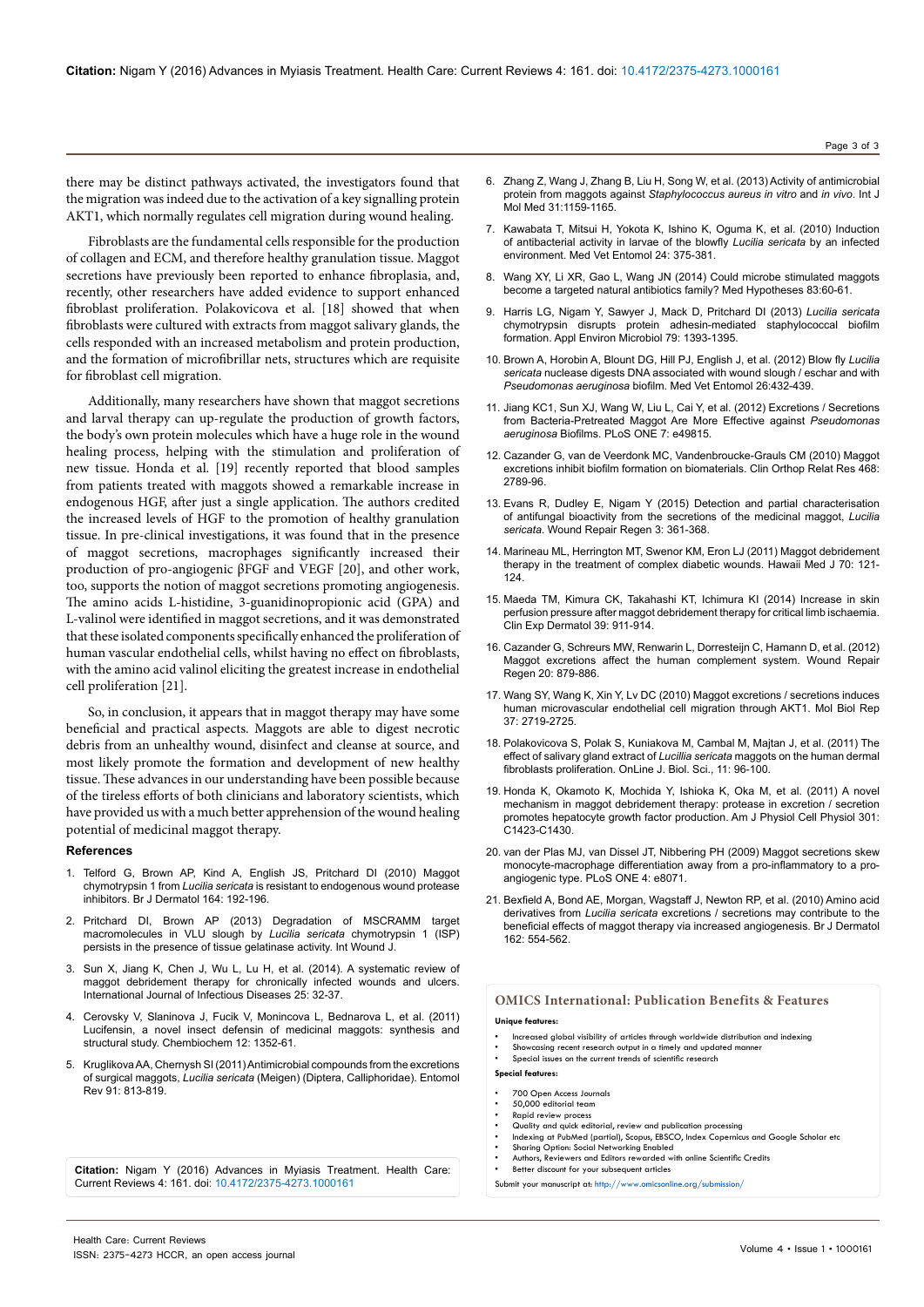there may be distinct pathways activated, the investigators found that the migration was indeed due to the activation of a key signalling protein AKT1, which normally regulates cell migration during wound healing.

Fibroblasts are the fundamental cells responsible for the production of collagen and ECM, and therefore healthy granulation tissue. Maggot secretions have previously been reported to enhance fibroplasia, and, recently, other researchers have added evidence to support enhanced fibroblast proliferation. Polakovicova et al. [18] showed that when fibroblasts were cultured with extracts from maggot salivary glands, the cells responded with an increased metabolism and protein production, and the formation of microfibrillar nets, structures which are requisite for fibroblast cell migration.

Additionally, many researchers have shown that maggot secretions and larval therapy can up-regulate the production of growth factors, the body's own protein molecules which have a huge role in the wound healing process, helping with the stimulation and proliferation of new tissue. Honda et al. [19] recently reported that blood samples from patients treated with maggots showed a remarkable increase in endogenous HGF, after just a single application. The authors credited the increased levels of HGF to the promotion of healthy granulation tissue. In pre-clinical investigations, it was found that in the presence of maggot secretions, macrophages significantly increased their production of pro-angiogenic βFGF and VEGF [20], and other work, too, supports the notion of maggot secretions promoting angiogenesis. The amino acids L-histidine, 3-guanidinopropionic acid (GPA) and L-valinol were identified in maggot secretions, and it was demonstrated that these isolated components specifically enhanced the proliferation of human vascular endothelial cells, whilst having no effect on fibroblasts, with the amino acid valinol eliciting the greatest increase in endothelial cell proliferation [21].

So, in conclusion, it appears that in maggot therapy may have some beneficial and practical aspects. Maggots are able to digest necrotic debris from an unhealthy wound, disinfect and cleanse at source, and most likely promote the formation and development of new healthy tissue. These advances in our understanding have been possible because of the tireless efforts of both clinicians and laboratory scientists, which have provided us with a much better apprehension of the wound healing potential of medicinal maggot therapy.

## References

1. Telford G, Brown AP, Kind A, English JS, Pritchard DI (2010) Maggot chymotrypsin 1 from *Lucilia sericata* is resistant to endogenous wound protease inhibitors. Br J Dermatol 164: 192-196.
2. Pritchard DI, Brown AP (2013) Degradation of MSCRAMM target macromolecules in VLU slough by *Lucilia sericata* chymotrypsin 1 (ISP) persists in the presence of tissue gelatinase activity. Int Wound J.
3. Sun X, Jiang K, Chen J, Wu L, Lu H, et al. (2014). A systematic review of maggot debridement therapy for chronically infected wounds and ulcers. International Journal of Infectious Diseases 25: 32-37.
4. Cerovsky V, Slaninova J, Fucik V, Monincova L, Bednarova L, et al. (2011) Lucifensin, a novel insect defensin of medicinal maggots: synthesis and structural study. Chembiochem 12: 1352-61.
5. Kruglikova AA, Chernysh SI (2011) Antimicrobial compounds from the excretions of surgical maggots, *Lucilia sericata* (Meigen) (Diptera, Calliphoridae). Entomol Rev 91: 813-819.
6. Zhang Z, Wang J, Zhang B, Liu H, Song W, et al. (2013) Activity of antimicrobial protein from maggots against *Staphylococcus aureus in vitro* and *in vivo*. Int J Mol Med 31:1159-1165.
7. Kawabata T, Mitsui H, Yokota K, Ishino K, Oguma K, et al. (2010) Induction of antibacterial activity in larvae of the blowfly *Lucilia sericata* by an infected environment. Med Vet Entomol 24: 375-381.
8. Wang XY, Li XR, Gao L, Wang JN (2014) Could microbe stimulated maggots become a targeted natural antibiotics family? Med Hypotheses 83:60-61.
9. Harris LG, Nigam Y, Sawyer J, Mack D, Pritchard DI (2013) *Lucilia sericata* chymotrypsin disrupts protein adhesin-mediated staphylococcal biofilm formation. Appl Environ Microbiol 79: 1393-1395.
10. Brown A, Horobin A, Blount DG, Hill PJ, English J, et al. (2012) Blow fly *Lucilia sericata* nuclease digests DNA associated with wound slough / eschar and with *Pseudomonas aeruginosa* biofilm. Med Vet Entomol 26:432-439.
11. Jiang KC1, Sun XJ, Wang W, Liu L, Cai Y, et al. (2012) Excretions / Secretions from Bacteria-Pretreated Maggot Are More Effective against *Pseudomonas aeruginosa* Biofilms. PLoS ONE 7: e49815.
12. Cazander G, van de Veerdonk MC, Vandenbroucke-Grauls CM (2010) Maggot excretions inhibit biofilm formation on biomaterials. Clin Orthop Relat Res 468: 2789-96.
13. Evans R, Dudley E, Nigam Y (2015) Detection and partial characterisation of antifungal bioactivity from the secretions of the medicinal maggot, *Lucilia sericata*. Wound Repair Regen 3: 361-368.
14. Marineau ML, Herrington MT, Swenor KM, Eron LJ (2011) Maggot debridement therapy in the treatment of complex diabetic wounds. Hawaii Med J 70: 121-124.
15. Maeda TM, Kimura CK, Takahashi KT, Ichimura KI (2014) Increase in skin perfusion pressure after maggot debridement therapy for critical limb ischaemia. Clin Exp Dermatol 39: 911-914.
16. Cazander G, Schreurs MW, Renwarin L, Dorresteijn C, Hamann D, et al. (2012) Maggot excretions affect the human complement system. Wound Repair Regen 20: 879-886.
17. Wang SY, Wang K, Xin Y, Lv DC (2010) Maggot excretions / secretions induces human microvascular endothelial cell migration through AKT1. Mol Biol Rep 37: 2719-2725.
18. Polakovicova S, Polak S, Kuniakova M, Cambal M, Majtan J, et al. (2011) The effect of salivary gland extract of *Lucillia sericata* maggots on the human dermal fibroblasts proliferation. OnLine J. Biol. Sci., 11: 96-100.
19. Honda K, Okamoto K, Mochida Y, Ishioka K, Oka M, et al. (2011) A novel mechanism in maggot debridement therapy: protease in excretion / secretion promotes hepatocyte growth factor production. Am J Physiol Cell Physiol 301: C1423-C1430.
20. van der Plas MJ, van Dissel JT, Nibbering PH (2009) Maggot secretions skew monocyte-macrophage differentiation away from a pro-inflammatory to a pro-angiogenic type. PLoS ONE 4: e8071.
21. Bexfield A, Bond AE, Morgan, Wagstaff J, Newton RP, et al. (2010) Amino acid derivatives from *Lucilia sericata* excretions / secretions may contribute to the beneficial effects of maggot therapy via increased angiogenesis. Br J Dermatol 162: 554-562.

**Citation:** Nigam Y (2016) Advances in Myiasis Treatment. Health Care: Current Reviews 4: 161. doi: 10.4172/2375-4273.1000161

### OMICS International: Publication Benefits & Features

**Unique features:**

- Increased global visibility of articles through worldwide distribution and indexing
- Showcasing recent research output in a timely and updated manner
- Special issues on the current trends of scientific research

**Special features:**

- 700 Open Access Journals
- 50,000 editorial team
- Rapid review process
- Quality and quick editorial, review and publication processing
- Indexing at PubMed (partial), Scopus, EBSCO, Index Copernicus and Google Scholar etc
- Sharing Option: Social Networking Enabled
- Authors, Reviewers and Editors rewarded with online Scientific Credits
- Better discount for your subsequent articles

Submit your manuscript at: http://www.omicsonline.org/submission/